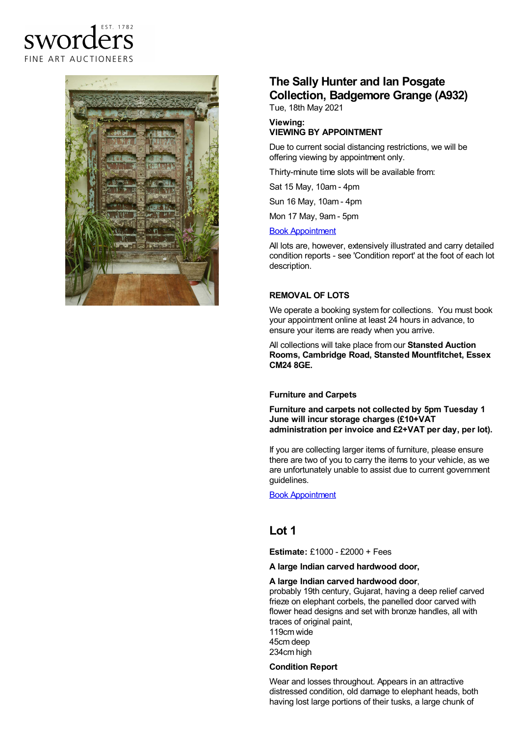sworders EST. 1782
FINE ART AUCTIONEERS

# The Sally Hunter and Ian Posgate Collection, Badgemore Grange (A932)

Tue, 18th May 2021

**Viewing:**
**VIEWING BY APPOINTMENT**

Due to current social distancing restrictions, we will be offering viewing by appointment only.

Thirty-minute time slots will be available from:

Sat 15 May, 10am - 4pm

Sun 16 May, 10am - 4pm

Mon 17 May, 9am - 5pm

Book Appointment

All lots are, however, extensively illustrated and carry detailed condition reports - see 'Condition report' at the foot of each lot description.

**REMOVAL OF LOTS**

We operate a booking system for collections. You must book your appointment online at least 24 hours in advance, to ensure your items are ready when you arrive.

All collections will take place from our **Stansted Auction Rooms, Cambridge Road, Stansted Mountfitchet, Essex CM24 8GE.**

**Furniture and Carpets**

**Furniture and carpets not collected by 5pm Tuesday 1 June will incur storage charges (£10+VAT administration per invoice and £2+VAT per day, per lot).**

If you are collecting larger items of furniture, please ensure there are two of you to carry the items to your vehicle, as we are unfortunately unable to assist due to current government guidelines.

Book Appointment

## Lot 1

**Estimate:** £1000 - £2000 + Fees

**A large Indian carved hardwood door,**

**A large Indian carved hardwood door**,
probably 19th century, Gujarat, having a deep relief carved frieze on elephant corbels, the panelled door carved with flower head designs and set with bronze handles, all with traces of original paint,
119cm wide
45cm deep
234cm high

**Condition Report**

Wear and losses throughout. Appears in an attractive distressed condition, old damage to elephant heads, both having lost large portions of their tusks, a large chunk of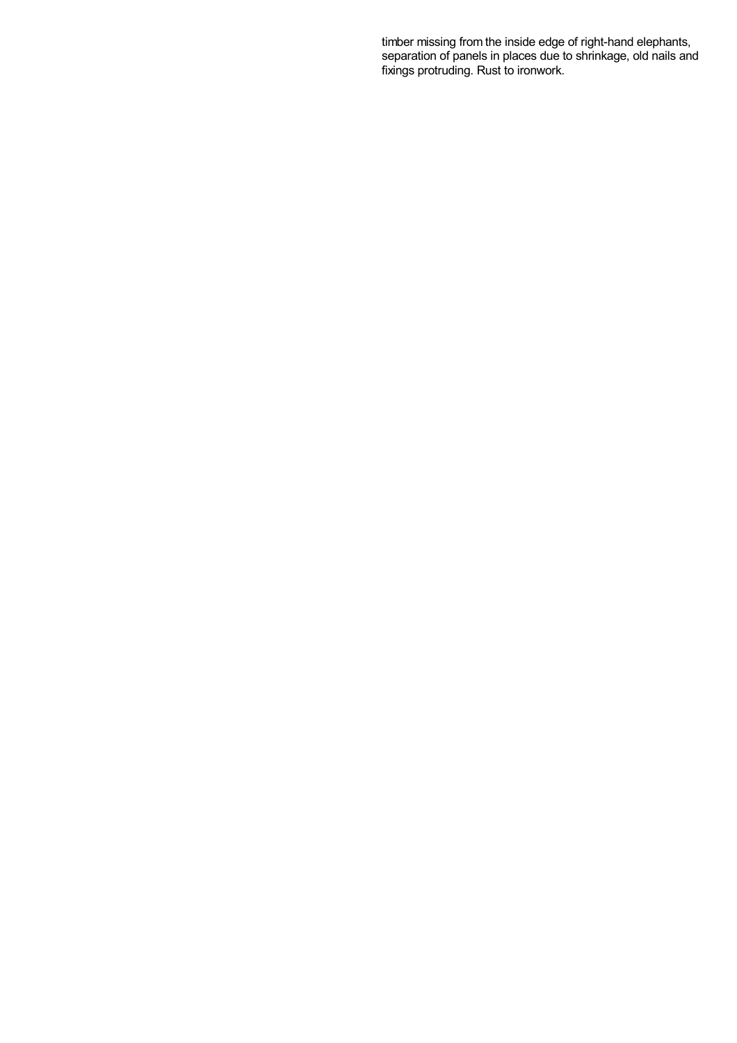timber missing from the inside edge of right-hand elephants, separation of panels in places due to shrinkage, old nails and fixings protruding. Rust to ironwork.